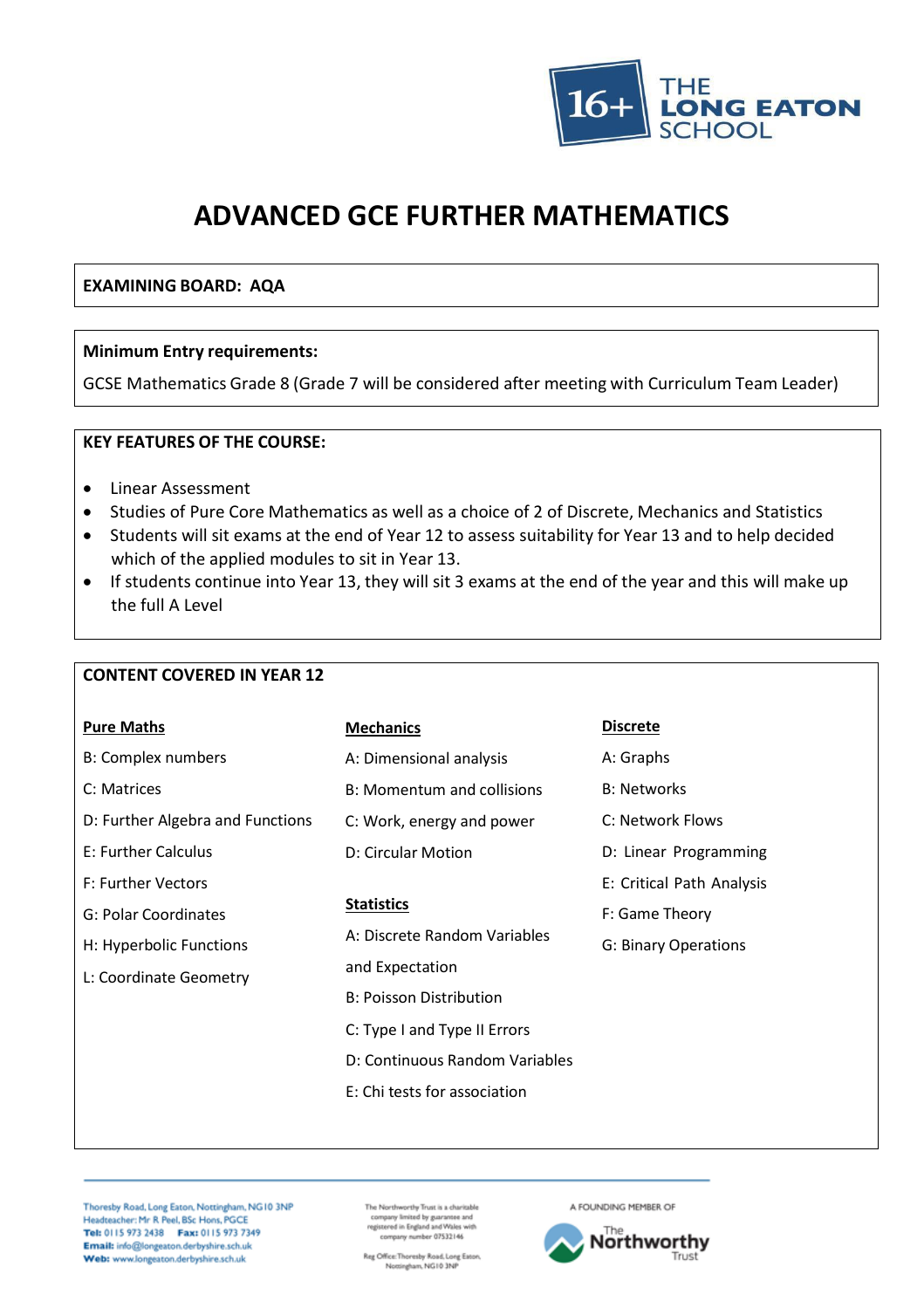# ADVANCED GCE FURTHER MATHEMATICS

**EXAMINING BOARD: AQA**

**Minimum Entry requirements:**

GCSE Mathematics Grade 8 (Grade 7 will be considered after meeting with Curriculum Team Leader)

**KEY FEATURES OF THE COURSE:**

- Linear Assessment
- Studies of Pure Core Mathematics as well as a choice of 2 of Discrete, Mechanics and Statistics
- Students will sit exams at the end of Year 12 to assess suitability for Year 13 and to help decided which of the applied modules to sit in Year 13.
- If students continue into Year 13, they will sit 3 exams at the end of the year and this will make up the full A Level

**CONTENT COVERED IN YEAR 12**

**Pure Maths**

B: Complex numbers

C: Matrices

D: Further Algebra and Functions

E: Further Calculus

F: Further Vectors

G: Polar Coordinates

H: Hyperbolic Functions

L: Coordinate Geometry

**Mechanics**

A: Dimensional analysis

B: Momentum and collisions

C: Work, energy and power

D: Circular Motion

**Statistics**

A: Discrete Random Variables and Expectation

B: Poisson Distribution

C: Type I and Type II Errors

D: Continuous Random Variables

E: Chi tests for association

**Discrete**

A: Graphs

B: Networks

C: Network Flows

D: Linear Programming

E: Critical Path Analysis

F: Game Theory

G: Binary Operations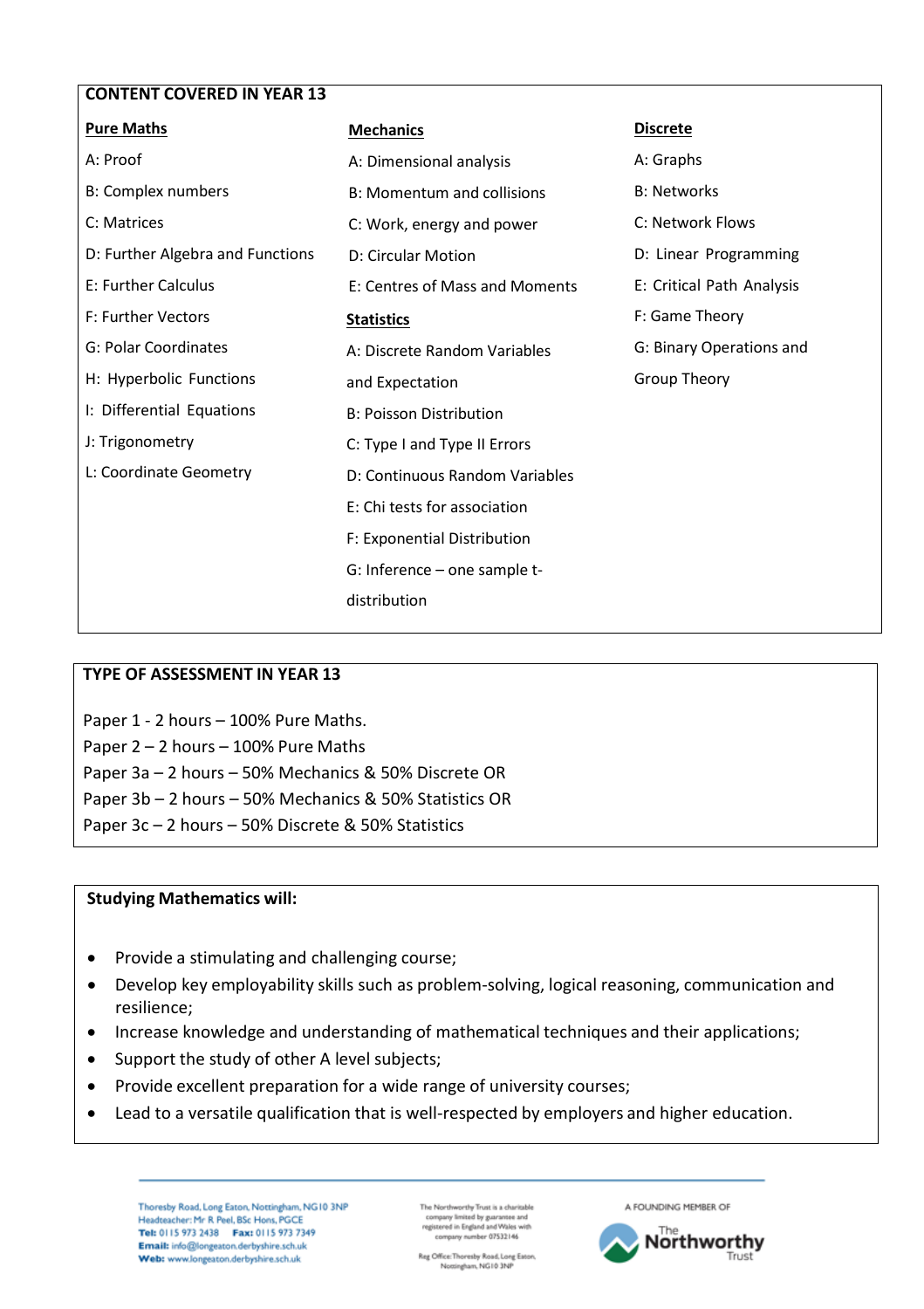## CONTENT COVERED IN YEAR 13

### Pure Maths

A: Proof

B: Complex numbers

C: Matrices

D: Further Algebra and Functions

E: Further Calculus

F: Further Vectors

G: Polar Coordinates

H: Hyperbolic Functions

I: Differential Equations

J: Trigonometry

L: Coordinate Geometry

### Mechanics

A: Dimensional analysis

B: Momentum and collisions

C: Work, energy and power

D: Circular Motion

E: Centres of Mass and Moments

### Statistics

A: Discrete Random Variables and Expectation

B: Poisson Distribution

C: Type I and Type II Errors

D: Continuous Random Variables

E: Chi tests for association

F: Exponential Distribution

G: Inference – one sample t-distribution

### Discrete

A: Graphs

B: Networks

C: Network Flows

D: Linear Programming

E: Critical Path Analysis

F: Game Theory

G: Binary Operations and Group Theory

## TYPE OF ASSESSMENT IN YEAR 13

Paper 1 - 2 hours – 100% Pure Maths.
Paper 2 – 2 hours – 100% Pure Maths
Paper 3a – 2 hours – 50% Mechanics & 50% Discrete OR
Paper 3b – 2 hours – 50% Mechanics & 50% Statistics OR
Paper 3c – 2 hours – 50% Discrete & 50% Statistics

## Studying Mathematics will:

- Provide a stimulating and challenging course;
- Develop key employability skills such as problem-solving, logical reasoning, communication and resilience;
- Increase knowledge and understanding of mathematical techniques and their applications;
- Support the study of other A level subjects;
- Provide excellent preparation for a wide range of university courses;
- Lead to a versatile qualification that is well-respected by employers and higher education.